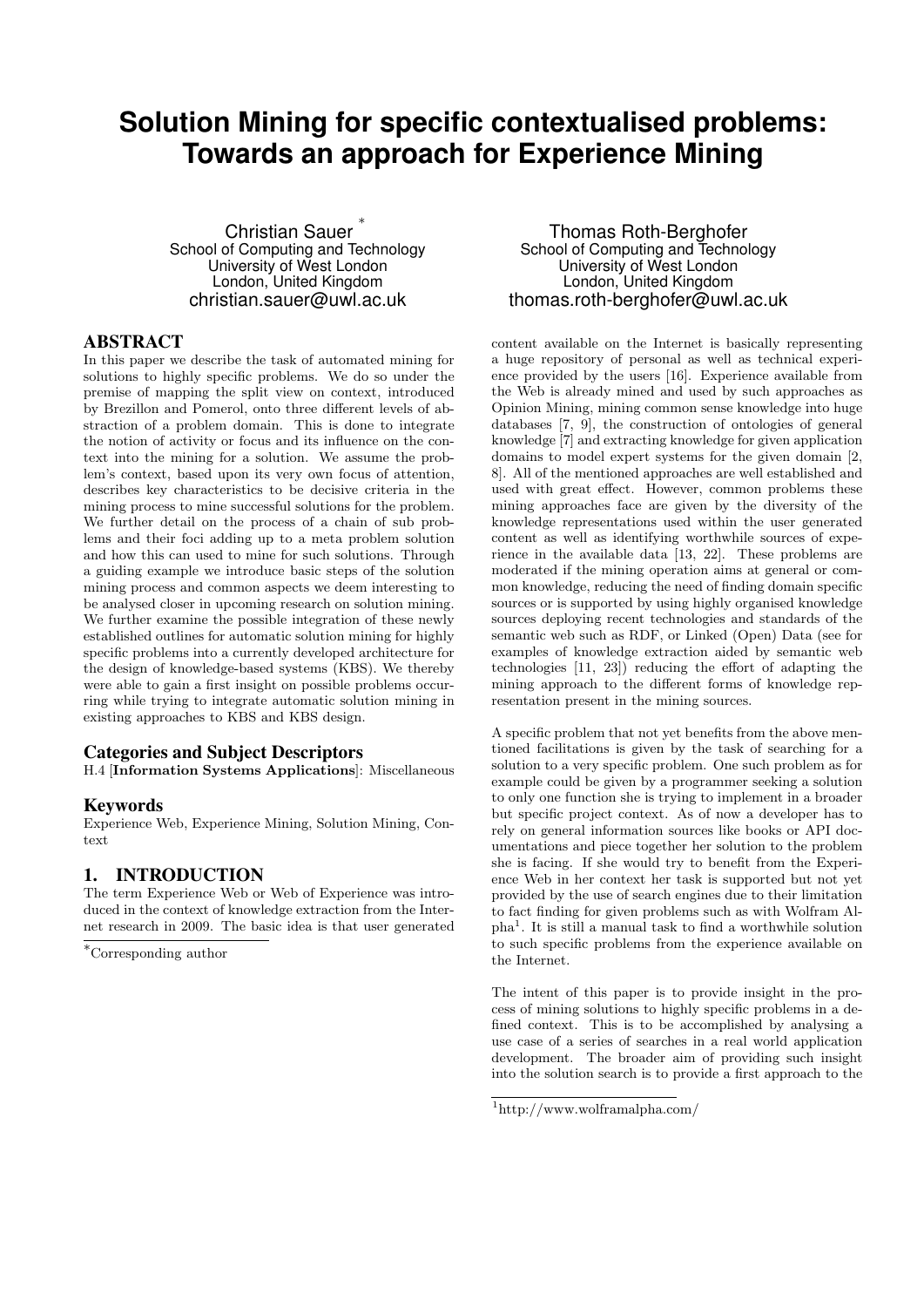# Solution Mining for specific contextualised problems: Towards an approach for Experience Mining

Christian Sauer [*]
School of Computing and Technology
University of West London
London, United Kingdom
christian.sauer@uwl.ac.uk

Thomas Roth-Berghofer
School of Computing and Technology
University of West London
London, United Kingdom
thomas.roth-berghofer@uwl.ac.uk

## ABSTRACT

In this paper we describe the task of automated mining for solutions to highly specific problems. We do so under the premise of mapping the split view on context, introduced by Brezillon and Pomerol, onto three different levels of abstraction of a problem domain. This is done to integrate the notion of activity or focus and its influence on the context into the mining for a solution. We assume the problem's context, based upon its very own focus of attention, describes key characteristics to be decisive criteria in the mining process to mine successful solutions for the problem. We further detail on the process of a chain of sub problems and their foci adding up to a meta problem solution and how this can used to mine for such solutions. Through a guiding example we introduce basic steps of the solution mining process and common aspects we deem interesting to be analysed closer in upcoming research on solution mining. We further examine the possible integration of these newly established outlines for automatic solution mining for highly specific problems into a currently developed architecture for the design of knowledge-based systems (KBS). We thereby were able to gain a first insight on possible problems occurring while trying to integrate automatic solution mining in existing approaches to KBS and KBS design.

### Categories and Subject Descriptors

H.4 [**Information Systems Applications**]: Miscellaneous

### Keywords

Experience Web, Experience Mining, Solution Mining, Context

## 1. INTRODUCTION

The term Experience Web or Web of Experience was introduced in the context of knowledge extraction from the Internet research in 2009. The basic idea is that user generated content available on the Internet is basically representing a huge repository of personal as well as technical experience provided by the users [16]. Experience available from the Web is already mined and used by such approaches as Opinion Mining, mining common sense knowledge into huge databases [7, 9], the construction of ontologies of general knowledge [7] and extracting knowledge for given application domains to model expert systems for the given domain [2, 8]. All of the mentioned approaches are well established and used with great effect. However, common problems these mining approaches face are given by the diversity of the knowledge representations used within the user generated content as well as identifying worthwhile sources of experience in the available data [13, 22]. These problems are moderated if the mining operation aims at general or common knowledge, reducing the need of finding domain specific sources or is supported by using highly organised knowledge sources deploying recent technologies and standards of the semantic web such as RDF, or Linked (Open) Data (see for examples of knowledge extraction aided by semantic web technologies [11, 23]) reducing the effort of adapting the mining approach to the different forms of knowledge representation present in the mining sources.

A specific problem that not yet benefits from the above mentioned facilitations is given by the task of searching for a solution to a very specific problem. One such problem as for example could be given by a programmer seeking a solution to only one function she is trying to implement in a broader but specific project context. As of now a developer has to rely on general information sources like books or API documentations and piece together her solution to the problem she is facing. If she would try to benefit from the Experience Web in her context her task is supported but not yet provided by the use of search engines due to their limitation to fact finding for given problems such as with Wolfram Alpha[1]. It is still a manual task to find a worthwhile solution to such specific problems from the experience available on the Internet.

The intent of this paper is to provide insight in the process of mining solutions to highly specific problems in a defined context. This is to be accomplished by analysing a use case of a series of searches in a real world application development. The broader aim of providing such insight into the solution search is to provide a first approach to the

[*]Corresponding author

[1]http://www.wolframalpha.com/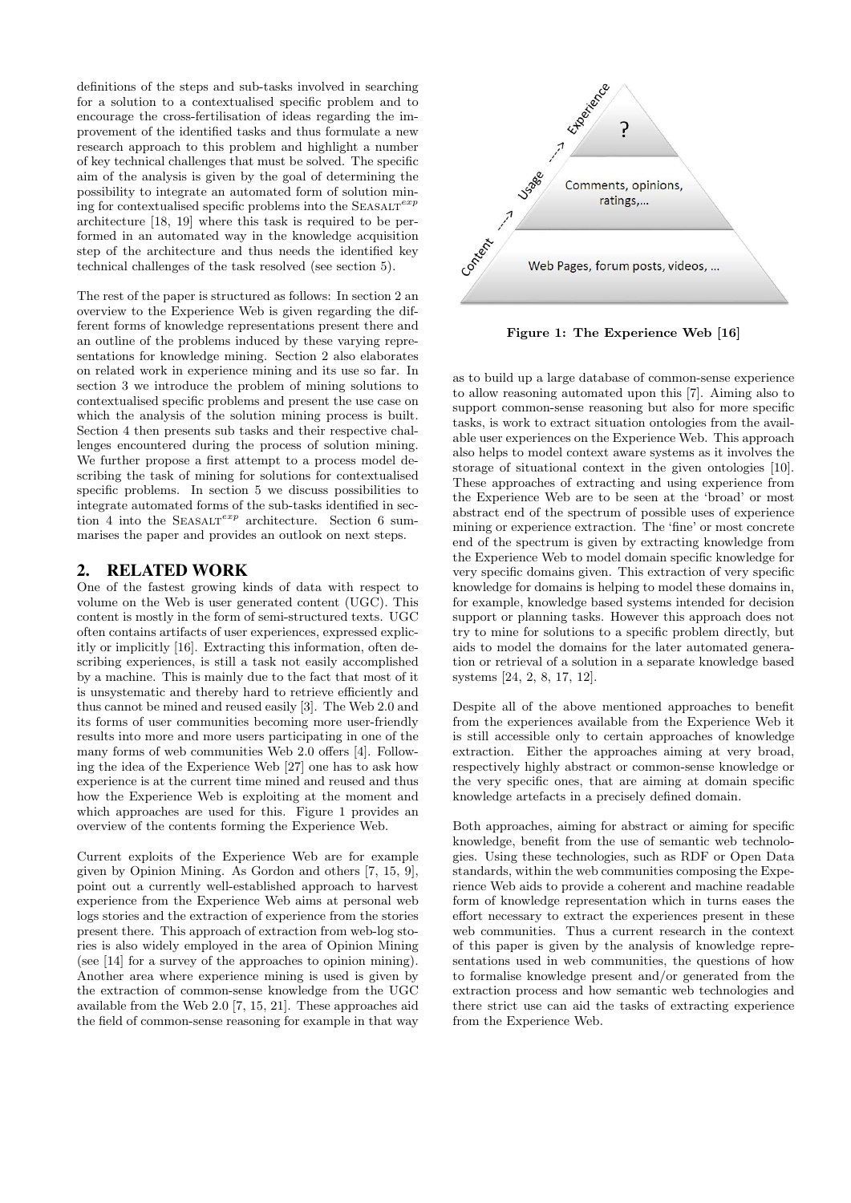definitions of the steps and sub-tasks involved in searching for a solution to a contextualised specific problem and to encourage the cross-fertilisation of ideas regarding the improvement of the identified tasks and thus formulate a new research approach to this problem and highlight a number of key technical challenges that must be solved. The specific aim of the analysis is given by the goal of determining the possibility to integrate an automated form of solution mining for contextualised specific problems into the SEASALT$^{exp}$ architecture [18, 19] where this task is required to be performed in an automated way in the knowledge acquisition step of the architecture and thus needs the identified key technical challenges of the task resolved (see section 5).

The rest of the paper is structured as follows: In section 2 an overview to the Experience Web is given regarding the different forms of knowledge representations present there and an outline of the problems induced by these varying representations for knowledge mining. Section 2 also elaborates on related work in experience mining and its use so far. In section 3 we introduce the problem of mining solutions to contextualised specific problems and present the use case on which the analysis of the solution mining process is built. Section 4 then presents sub tasks and their respective challenges encountered during the process of solution mining. We further propose a first attempt to a process model describing the task of mining for solutions for contextualised specific problems. In section 5 we discuss possibilities to integrate automated forms of the sub-tasks identified in section 4 into the SEASALT$^{exp}$ architecture. Section 6 summarises the paper and provides an outlook on next steps.

## 2. RELATED WORK

One of the fastest growing kinds of data with respect to volume on the Web is user generated content (UGC). This content is mostly in the form of semi-structured texts. UGC often contains artifacts of user experiences, expressed explicitly or implicitly [16]. Extracting this information, often describing experiences, is still a task not easily accomplished by a machine. This is mainly due to the fact that most of it is unsystematic and thereby hard to retrieve efficiently and thus cannot be mined and reused easily [3]. The Web 2.0 and its forms of user communities becoming more user-friendly results into more and more users participating in one of the many forms of web communities Web 2.0 offers [4]. Following the idea of the Experience Web [27] one has to ask how experience is at the current time mined and reused and thus how the Experience Web is exploiting at the moment and which approaches are used for this. Figure 1 provides an overview of the contents forming the Experience Web.

Current exploits of the Experience Web are for example given by Opinion Mining. As Gordon and others [7, 15, 9], point out a currently well-established approach to harvest experience from the Experience Web aims at personal web logs stories and the extraction of experience from the stories present there. This approach of extraction from web-log stories is also widely employed in the area of Opinion Mining (see [14] for a survey of the approaches to opinion mining). Another area where experience mining is used is given by the extraction of common-sense knowledge from the UGC available from the Web 2.0 [7, 15, 21]. These approaches aid the field of common-sense reasoning for example in that way

**Figure 1: The Experience Web [16]**

as to build up a large database of common-sense experience to allow reasoning automated upon this [7]. Aiming also to support common-sense reasoning but also for more specific tasks, is work to extract situation ontologies from the available user experiences on the Experience Web. This approach also helps to model context aware systems as it involves the storage of situational context in the given ontologies [10]. These approaches of extracting and using experience from the Experience Web are to be seen at the 'broad' or most abstract end of the spectrum of possible uses of experience mining or experience extraction. The 'fine' or most concrete end of the spectrum is given by extracting knowledge from the Experience Web to model domain specific knowledge for very specific domains given. This extraction of very specific knowledge for domains is helping to model these domains in, for example, knowledge based systems intended for decision support or planning tasks. However this approach does not try to mine for solutions to a specific problem directly, but aids to model the domains for the later automated generation or retrieval of a solution in a separate knowledge based systems [24, 2, 8, 17, 12].

Despite all of the above mentioned approaches to benefit from the experiences available from the Experience Web it is still accessible only to certain approaches of knowledge extraction. Either the approaches aiming at very broad, respectively highly abstract or common-sense knowledge or the very specific ones, that are aiming at domain specific knowledge artefacts in a precisely defined domain.

Both approaches, aiming for abstract or aiming for specific knowledge, benefit from the use of semantic web technologies. Using these technologies, such as RDF or Open Data standards, within the web communities composing the Experience Web aids to provide a coherent and machine readable form of knowledge representation which in turns eases the effort necessary to extract the experiences present in these web communities. Thus a current research in the context of this paper is given by the analysis of knowledge representations used in web communities, the questions of how to formalise knowledge present and/or generated from the extraction process and how semantic web technologies and there strict use can aid the tasks of extracting experience from the Experience Web.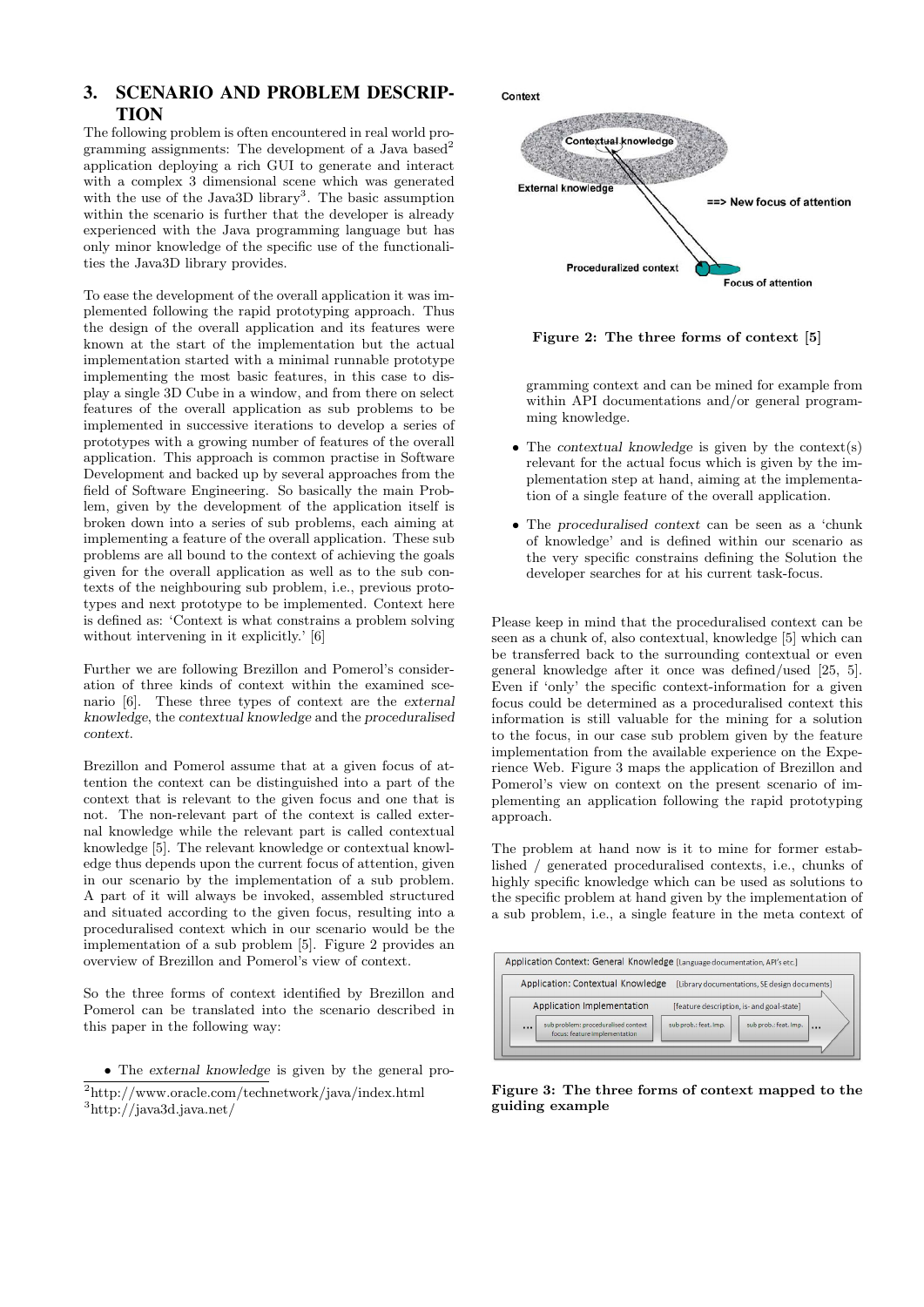## 3. SCENARIO AND PROBLEM DESCRIPTION

The following problem is often encountered in real world programming assignments: The development of a Java based[2] application deploying a rich GUI to generate and interact with a complex 3 dimensional scene which was generated with the use of the Java3D library[3]. The basic assumption within the scenario is further that the developer is already experienced with the Java programming language but has only minor knowledge of the specific use of the functionalities the Java3D library provides.

To ease the development of the overall application it was implemented following the rapid prototyping approach. Thus the design of the overall application and its features were known at the start of the implementation but the actual implementation started with a minimal runnable prototype implementing the most basic features, in this case to display a single 3D Cube in a window, and from there on select features of the overall application as sub problems to be implemented in successive iterations to develop a series of prototypes with a growing number of features of the overall application. This approach is common practise in Software Development and backed up by several approaches from the field of Software Engineering. So basically the main Problem, given by the development of the application itself is broken down into a series of sub problems, each aiming at implementing a feature of the overall application. These sub problems are all bound to the context of achieving the goals given for the overall application as well as to the sub contexts of the neighbouring sub problem, i.e., previous prototypes and next prototype to be implemented. Context here is defined as: 'Context is what constrains a problem solving without intervening in it explicitly.' [6]

Further we are following Brezillon and Pomerol's consideration of three kinds of context within the examined scenario [6]. These three types of context are the *external knowledge*, the *contextual knowledge* and the *proceduralised context*.

Brezillon and Pomerol assume that at a given focus of attention the context can be distinguished into a part of the context that is relevant to the given focus and one that is not. The non-relevant part of the context is called external knowledge while the relevant part is called contextual knowledge [5]. The relevant knowledge or contextual knowledge thus depends upon the current focus of attention, given in our scenario by the implementation of a sub problem. A part of it will always be invoked, assembled structured and situated according to the given focus, resulting into a proceduralised context which in our scenario would be the implementation of a sub problem [5]. Figure 2 provides an overview of Brezillon and Pomerol's view of context.

So the three forms of context identified by Brezillon and Pomerol can be translated into the scenario described in this paper in the following way:

- The *external knowledge* is given by the general programming context and can be mined for example from within API documentations and/or general programming knowledge.
- The *contextual knowledge* is given by the context(s) relevant for the actual focus which is given by the implementation step at hand, aiming at the implementation of a single feature of the overall application.
- The *proceduralised context* can be seen as a 'chunk of knowledge' and is defined within our scenario as the very specific constrains defining the Solution the developer searches for at his current task-focus.

[2]http://www.oracle.com/technetwork/java/index.html
[3]http://java3d.java.net/

**Figure 2: The three forms of context [5]**

Please keep in mind that the proceduralised context can be seen as a chunk of, also contextual, knowledge [5] which can be transferred back to the surrounding contextual or even general knowledge after it once was defined/used [25, 5]. Even if 'only' the specific context-information for a given focus could be determined as a proceduralised context this information is still valuable for the mining for a solution to the focus, in our case sub problem given by the feature implementation from the available experience on the Experience Web. Figure 3 maps the application of Brezillon and Pomerol's view on context on the present scenario of implementing an application following the rapid prototyping approach.

The problem at hand now is it to mine for former established / generated proceduralised contexts, i.e., chunks of highly specific knowledge which can be used as solutions to the specific problem at hand given by the implementation of a sub problem, i.e., a single feature in the meta context of

**Figure 3: The three forms of context mapped to the guiding example**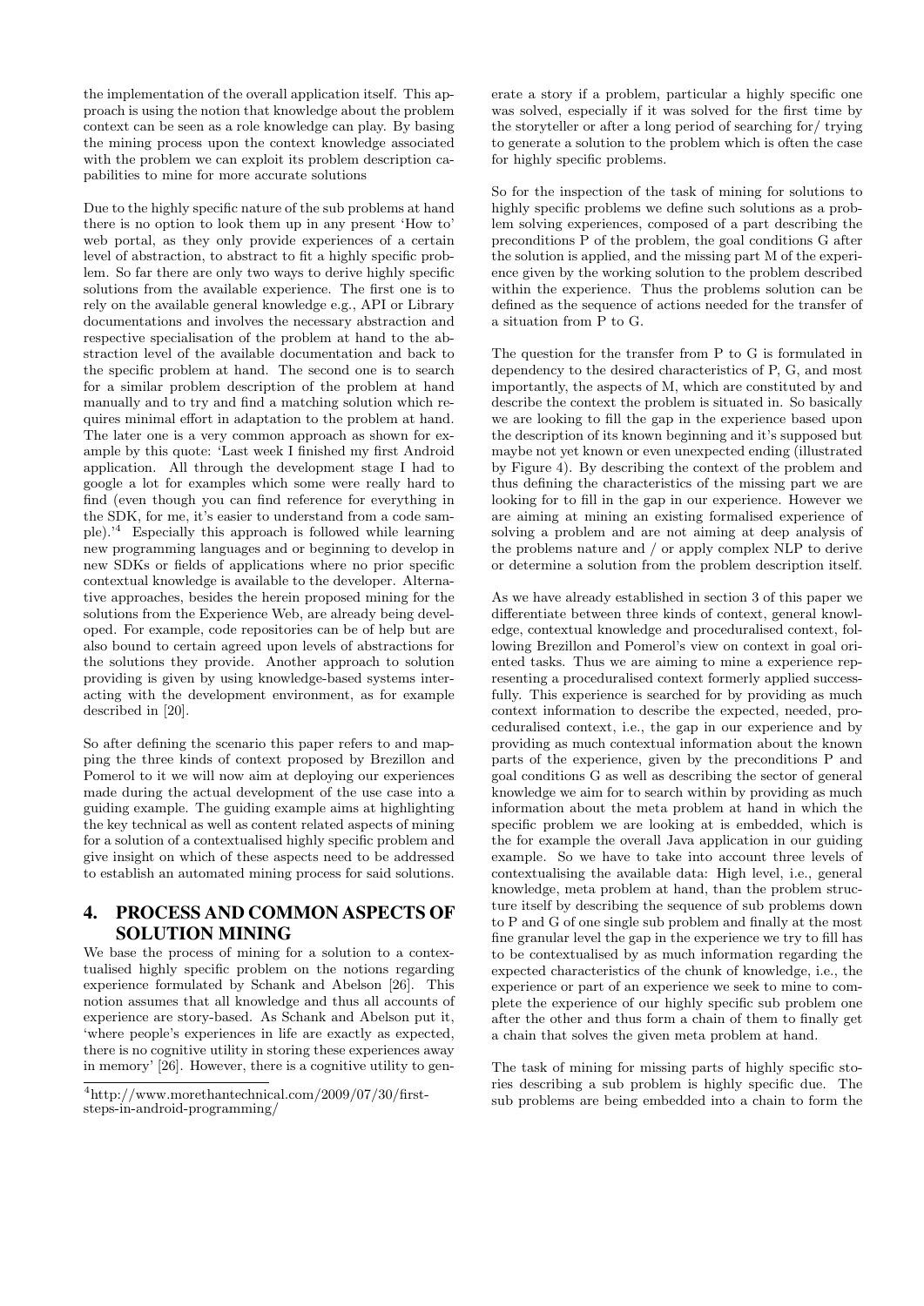the implementation of the overall application itself. This approach is using the notion that knowledge about the problem context can be seen as a role knowledge can play. By basing the mining process upon the context knowledge associated with the problem we can exploit its problem description capabilities to mine for more accurate solutions

Due to the highly specific nature of the sub problems at hand there is no option to look them up in any present 'How to' web portal, as they only provide experiences of a certain level of abstraction, to abstract to fit a highly specific problem. So far there are only two ways to derive highly specific solutions from the available experience. The first one is to rely on the available general knowledge e.g., API or Library documentations and involves the necessary abstraction and respective specialisation of the problem at hand to the abstraction level of the available documentation and back to the specific problem at hand. The second one is to search for a similar problem description of the problem at hand manually and to try and find a matching solution which requires minimal effort in adaptation to the problem at hand. The later one is a very common approach as shown for example by this quote: 'Last week I finished my first Android application. All through the development stage I had to google a lot for examples which some were really hard to find (even though you can find reference for everything in the SDK, for me, it's easier to understand from a code sample).'[4] Especially this approach is followed while learning new programming languages and or beginning to develop in new SDKs or fields of applications where no prior specific contextual knowledge is available to the developer. Alternative approaches, besides the herein proposed mining for the solutions from the Experience Web, are already being developed. For example, code repositories can be of help but are also bound to certain agreed upon levels of abstractions for the solutions they provide. Another approach to solution providing is given by using knowledge-based systems interacting with the development environment, as for example described in [20].

So after defining the scenario this paper refers to and mapping the three kinds of context proposed by Brezillon and Pomerol to it we will now aim at deploying our experiences made during the actual development of the use case into a guiding example. The guiding example aims at highlighting the key technical as well as content related aspects of mining for a solution of a contextualised highly specific problem and give insight on which of these aspects need to be addressed to establish an automated mining process for said solutions.

## 4. PROCESS AND COMMON ASPECTS OF SOLUTION MINING

We base the process of mining for a solution to a contextualised highly specific problem on the notions regarding experience formulated by Schank and Abelson [26]. This notion assumes that all knowledge and thus all accounts of experience are story-based. As Schank and Abelson put it, 'where people's experiences in life are exactly as expected, there is no cognitive utility in storing these experiences away in memory' [26]. However, there is a cognitive utility to generate a story if a problem, particular a highly specific one was solved, especially if it was solved for the first time by the storyteller or after a long period of searching for/ trying to generate a solution to the problem which is often the case for highly specific problems.

So for the inspection of the task of mining for solutions to highly specific problems we define such solutions as a problem solving experiences, composed of a part describing the preconditions P of the problem, the goal conditions G after the solution is applied, and the missing part M of the experience given by the working solution to the problem described within the experience. Thus the problems solution can be defined as the sequence of actions needed for the transfer of a situation from P to G.

The question for the transfer from P to G is formulated in dependency to the desired characteristics of P, G, and most importantly, the aspects of M, which are constituted by and describe the context the problem is situated in. So basically we are looking to fill the gap in the experience based upon the description of its known beginning and it's supposed but maybe not yet known or even unexpected ending (illustrated by Figure 4). By describing the context of the problem and thus defining the characteristics of the missing part we are looking for to fill in the gap in our experience. However we are aiming at mining an existing formalised experience of solving a problem and are not aiming at deep analysis of the problems nature and / or apply complex NLP to derive or determine a solution from the problem description itself.

As we have already established in section 3 of this paper we differentiate between three kinds of context, general knowledge, contextual knowledge and proceduralised context, following Brezillon and Pomerol's view on context in goal oriented tasks. Thus we are aiming to mine a experience representing a proceduralised context formerly applied successfully. This experience is searched for by providing as much context information to describe the expected, needed, proceduralised context, i.e., the gap in our experience and by providing as much contextual information about the known parts of the experience, given by the preconditions P and goal conditions G as well as describing the sector of general knowledge we aim for to search within by providing as much information about the meta problem at hand in which the specific problem we are looking at is embedded, which is the for example the overall Java application in our guiding example. So we have to take into account three levels of contextualising the available data: High level, i.e., general knowledge, meta problem at hand, than the problem structure itself by describing the sequence of sub problems down to P and G of one single sub problem and finally at the most fine granular level the gap in the experience we try to fill has to be contextualised by as much information regarding the expected characteristics of the chunk of knowledge, i.e., the experience or part of an experience we seek to mine to complete the experience of our highly specific sub problem one after the other and thus form a chain of them to finally get a chain that solves the given meta problem at hand.

The task of mining for missing parts of highly specific stories describing a sub problem is highly specific due. The sub problems are being embedded into a chain to form the

[4]http://www.morethantechnical.com/2009/07/30/first-steps-in-android-programming/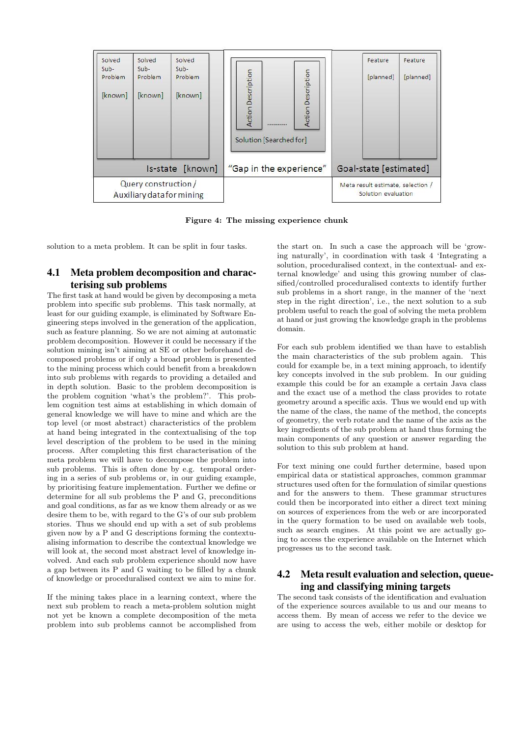Figure 4: The missing experience chunk

solution to a meta problem. It can be split in four tasks.

## 4.1 Meta problem decomposition and characterising sub problems

The first task at hand would be given by decomposing a meta problem into specific sub problems. This task normally, at least for our guiding example, is eliminated by Software Engineering steps involved in the generation of the application, such as feature planning. So we are not aiming at automatic problem decomposition. However it could be necessary if the solution mining isn't aiming at SE or other beforehand decomposed problems or if only a broad problem is presented to the mining process which could benefit from a breakdown into sub problems with regards to providing a detailed and in depth solution. Basic to the problem decomposition is the problem cognition 'what's the problem?'. This problem cognition test aims at establishing in which domain of general knowledge we will have to mine and which are the top level (or most abstract) characteristics of the problem at hand being integrated in the contextualising of the top level description of the problem to be used in the mining process. After completing this first characterisation of the meta problem we will have to decompose the problem into sub problems. This is often done by e.g. temporal ordering in a series of sub problems or, in our guiding example, by prioritising feature implementation. Further we define or determine for all sub problems the P and G, preconditions and goal conditions, as far as we know them already or as we desire them to be, with regard to the G's of our sub problem stories. Thus we should end up with a set of sub problems given now by a P and G descriptions forming the contextualising information to describe the contextual knowledge we will look at, the second most abstract level of knowledge involved. And each sub problem experience should now have a gap between its P and G waiting to be filled by a chunk of knowledge or proceduralised context we aim to mine for.

If the mining takes place in a learning context, where the next sub problem to reach a meta-problem solution might not yet be known a complete decomposition of the meta problem into sub problems cannot be accomplished from the start on. In such a case the approach will be 'growing naturally', in coordination with task 4 'Integrating a solution, proceduralised context, in the contextual- and external knowledge' and using this growing number of classified/controlled proceduralised contexts to identify further sub problems in a short range, in the manner of the 'next step in the right direction', i.e., the next solution to a sub problem useful to reach the goal of solving the meta problem at hand or just growing the knowledge graph in the problems domain.

For each sub problem identified we than have to establish the main characteristics of the sub problem again. This could for example be, in a text mining approach, to identify key concepts involved in the sub problem. In our guiding example this could be for an example a certain Java class and the exact use of a method the class provides to rotate geometry around a specific axis. Thus we would end up with the name of the class, the name of the method, the concepts of geometry, the verb rotate and the name of the axis as the key ingredients of the sub problem at hand thus forming the main components of any question or answer regarding the solution to this sub problem at hand.

For text mining one could further determine, based upon empirical data or statistical approaches, common grammar structures used often for the formulation of similar questions and for the answers to them. These grammar structures could then be incorporated into either a direct text mining on sources of experiences from the web or are incorporated in the query formation to be used on available web tools, such as search engines. At this point we are actually going to access the experience available on the Internet which progresses us to the second task.

## 4.2 Meta result evaluation and selection, queueing and classifying mining targets

The second task consists of the identification and evaluation of the experience sources available to us and our means to access them. By mean of access we refer to the device we are using to access the web, either mobile or desktop for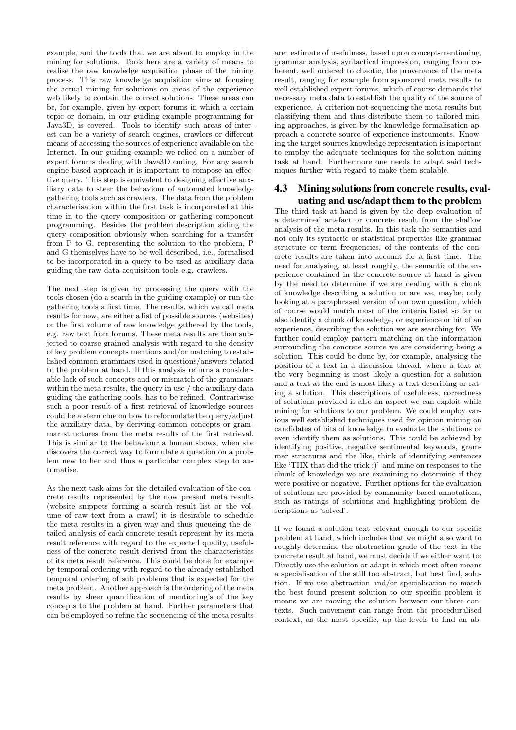example, and the tools that we are about to employ in the mining for solutions. Tools here are a variety of means to realise the raw knowledge acquisition phase of the mining process. This raw knowledge acquisition aims at focusing the actual mining for solutions on areas of the experience web likely to contain the correct solutions. These areas can be, for example, given by expert forums in which a certain topic or domain, in our guiding example programming for Java3D, is covered. Tools to identify such areas of interest can be a variety of search engines, crawlers or different means of accessing the sources of experience available on the Internet. In our guiding example we relied on a number of expert forums dealing with Java3D coding. For any search engine based approach it is important to compose an effective query. This step is equivalent to designing effective auxiliary data to steer the behaviour of automated knowledge gathering tools such as crawlers. The data from the problem characterisation within the first task is incorporated at this time in to the query composition or gathering component programming. Besides the problem description aiding the query composition obviously when searching for a transfer from P to G, representing the solution to the problem, P and G themselves have to be well described, i.e., formalised to be incorporated in a query to be used as auxiliary data guiding the raw data acquisition tools e.g. crawlers.

The next step is given by processing the query with the tools chosen (do a search in the guiding example) or run the gathering tools a first time. The results, which we call meta results for now, are either a list of possible sources (websites) or the first volume of raw knowledge gathered by the tools, e.g. raw text from forums. These meta results are than subjected to coarse-grained analysis with regard to the density of key problem concepts mentions and/or matching to established common grammars used in questions/answers related to the problem at hand. If this analysis returns a considerable lack of such concepts and or mismatch of the grammars within the meta results, the query in use / the auxiliary data guiding the gathering-tools, has to be refined. Contrariwise such a poor result of a first retrieval of knowledge sources could be a stern clue on how to reformulate the query/adjust the auxiliary data, by deriving common concepts or grammar structures from the meta results of the first retrieval. This is similar to the behaviour a human shows, when she discovers the correct way to formulate a question on a problem new to her and thus a particular complex step to automatise.

As the next task aims for the detailed evaluation of the concrete results represented by the now present meta results (website snippets forming a search result list or the volume of raw text from a crawl) it is desirable to schedule the meta results in a given way and thus queueing the detailed analysis of each concrete result represent by its meta result reference with regard to the expected quality, usefulness of the concrete result derived from the characteristics of its meta result reference. This could be done for example by temporal ordering with regard to the already established temporal ordering of sub problems that is expected for the meta problem. Another approach is the ordering of the meta results by sheer quantification of mentioning's of the key concepts to the problem at hand. Further parameters that can be employed to refine the sequencing of the meta results are: estimate of usefulness, based upon concept-mentioning, grammar analysis, syntactical impression, ranging from coherent, well ordered to chaotic, the provenance of the meta result, ranging for example from sponsored meta results to well established expert forums, which of course demands the necessary meta data to establish the quality of the source of experience. A criterion not sequencing the meta results but classifying them and thus distribute them to tailored mining approaches, is given by the knowledge formalisation approach a concrete source of experience instruments. Knowing the target sources knowledge representation is important to employ the adequate techniques for the solution mining task at hand. Furthermore one needs to adapt said techniques further with regard to make them scalable.

## 4.3 Mining solutions from concrete results, evaluating and use/adapt them to the problem

The third task at hand is given by the deep evaluation of a determined artefact or concrete result from the shallow analysis of the meta results. In this task the semantics and not only its syntactic or statistical properties like grammar structure or term frequencies, of the contents of the concrete results are taken into account for a first time. The need for analysing, at least roughly, the semantic of the experience contained in the concrete source at hand is given by the need to determine if we are dealing with a chunk of knowledge describing a solution or are we, maybe, only looking at a paraphrased version of our own question, which of course would match most of the criteria listed so far to also identify a chunk of knowledge, or experience or bit of an experience, describing the solution we are searching for. We further could employ pattern matching on the information surrounding the concrete source we are considering being a solution. This could be done by, for example, analysing the position of a text in a discussion thread, where a text at the very beginning is most likely a question for a solution and a text at the end is most likely a text describing or rating a solution. This descriptions of usefulness, correctness of solutions provided is also an aspect we can exploit while mining for solutions to our problem. We could employ various well established techniques used for opinion mining on candidates of bits of knowledge to evaluate the solutions or even identify them as solutions. This could be achieved by identifying positive, negative sentimental keywords, grammar structures and the like, think of identifying sentences like 'THX that did the trick :)' and mine on responses to the chunk of knowledge we are examining to determine if they were positive or negative. Further options for the evaluation of solutions are provided by community based annotations, such as ratings of solutions and highlighting problem descriptions as 'solved'.

If we found a solution text relevant enough to our specific problem at hand, which includes that we might also want to roughly determine the abstraction grade of the text in the concrete result at hand, we must decide if we either want to: Directly use the solution or adapt it which most often means a specialisation of the still too abstract, but best find, solution. If we use abstraction and/or specialisation to match the best found present solution to our specific problem it means we are moving the solution between our three contexts. Such movement can range from the proceduralised context, as the most specific, up the levels to find an ab-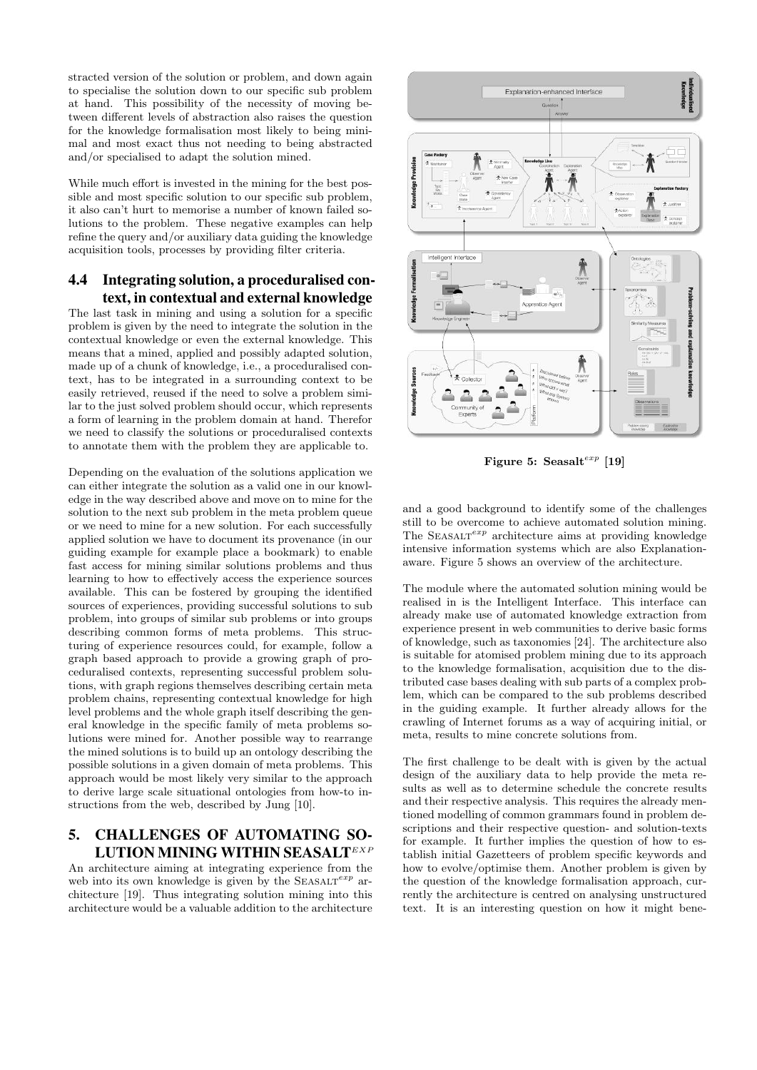stracted version of the solution or problem, and down again to specialise the solution down to our specific sub problem at hand. This possibility of the necessity of moving between different levels of abstraction also raises the question for the knowledge formalisation most likely to being minimal and most exact thus not needing to being abstracted and/or specialised to adapt the solution mined.

While much effort is invested in the mining for the best possible and most specific solution to our specific sub problem, it also can't hurt to memorise a number of known failed solutions to the problem. These negative examples can help refine the query and/or auxiliary data guiding the knowledge acquisition tools, processes by providing filter criteria.

### 4.4 Integrating solution, a proceduralised context, in contextual and external knowledge

The last task in mining and using a solution for a specific problem is given by the need to integrate the solution in the contextual knowledge or even the external knowledge. This means that a mined, applied and possibly adapted solution, made up of a chunk of knowledge, i.e., a proceduralised context, has to be integrated in a surrounding context to be easily retrieved, reused if the need to solve a problem similar to the just solved problem should occur, which represents a form of learning in the problem domain at hand. Therefor we need to classify the solutions or proceduralised contexts to annotate them with the problem they are applicable to.

Depending on the evaluation of the solutions application we can either integrate the solution as a valid one in our knowledge in the way described above and move on to mine for the solution to the next sub problem in the meta problem queue or we need to mine for a new solution. For each successfully applied solution we have to document its provenance (in our guiding example for example place a bookmark) to enable fast access for mining similar solutions problems and thus learning to how to effectively access the experience sources available. This can be fostered by grouping the identified sources of experiences, providing successful solutions to sub problem, into groups of similar sub problems or into groups describing common forms of meta problems. This structuring of experience resources could, for example, follow a graph based approach to provide a growing graph of proceduralised contexts, representing successful problem solutions, with graph regions themselves describing certain meta problem chains, representing contextual knowledge for high level problems and the whole graph itself describing the general knowledge in the specific family of meta problems solutions were mined for. Another possible way to rearrange the mined solutions is to build up an ontology describing the possible solutions in a given domain of meta problems. This approach would be most likely very similar to the approach to derive large scale situational ontologies from how-to instructions from the web, described by Jung [10].

## 5. CHALLENGES OF AUTOMATING SOLUTION MINING WITHIN SEASALT$^{EXP}$

An architecture aiming at integrating experience from the web into its own knowledge is given by the SEASALT$^{exp}$ architecture [19]. Thus integrating solution mining into this architecture would be a valuable addition to the architecture and a good background to identify some of the challenges still to be overcome to achieve automated solution mining. The SEASALT$^{exp}$ architecture aims at providing knowledge intensive information systems which are also Explanation-aware. Figure 5 shows an overview of the architecture.

Figure 5: Seasalt$^{exp}$ [19]

The module where the automated solution mining would be realised in is the Intelligent Interface. This interface can already make use of automated knowledge extraction from experience present in web communities to derive basic forms of knowledge, such as taxonomies [24]. The architecture also is suitable for atomised problem mining due to its approach to the knowledge formalisation, acquisition due to the distributed case bases dealing with sub parts of a complex problem, which can be compared to the sub problems described in the guiding example. It further already allows for the crawling of Internet forums as a way of acquiring initial, or meta, results to mine concrete solutions from.

The first challenge to be dealt with is given by the actual design of the auxiliary data to help provide the meta results as well as to determine schedule the concrete results and their respective analysis. This requires the already mentioned modelling of common grammars found in problem descriptions and their respective question- and solution-texts for example. It further implies the question of how to establish initial Gazetteers of problem specific keywords and how to evolve/optimise them. Another problem is given by the question of the knowledge formalisation approach, currently the architecture is centred on analysing unstructured text. It is an interesting question on how it might bene-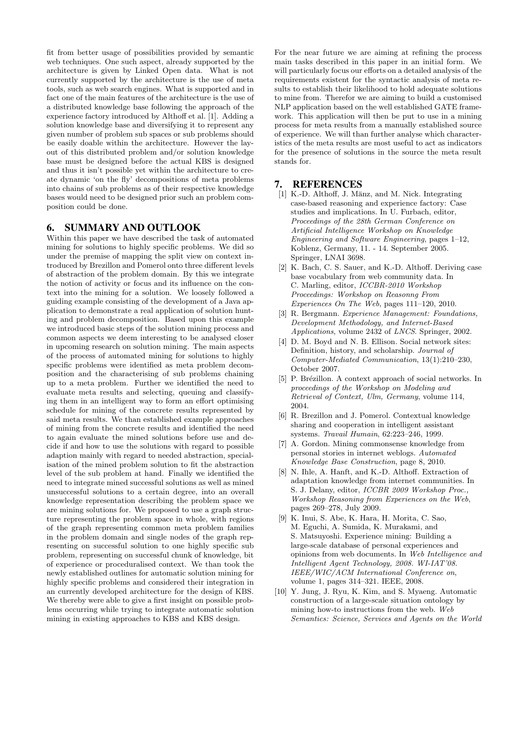fit from better usage of possibilities provided by semantic web techniques. One such aspect, already supported by the architecture is given by Linked Open data. What is not currently supported by the architecture is the use of meta tools, such as web search engines. What is supported and in fact one of the main features of the architecture is the use of a distributed knowledge base following the approach of the experience factory introduced by Althoff et al. [1]. Adding a solution knowledge base and diversifying it to represent any given number of problem sub spaces or sub problems should be easily doable within the architecture. However the layout of this distributed problem and/or solution knowledge base must be designed before the actual KBS is designed and thus it isn't possible yet within the architecture to create dynamic 'on the fly' decompositions of meta problems into chains of sub problems as of their respective knowledge bases would need to be designed prior such an problem composition could be done.

## 6. SUMMARY AND OUTLOOK

Within this paper we have described the task of automated mining for solutions to highly specific problems. We did so under the premise of mapping the split view on context introduced by Brezillon and Pomerol onto three different levels of abstraction of the problem domain. By this we integrate the notion of activity or focus and its influence on the context into the mining for a solution. We loosely followed a guiding example consisting of the development of a Java application to demonstrate a real application of solution hunting and problem decomposition. Based upon this example we introduced basic steps of the solution mining process and common aspects we deem interesting to be analysed closer in upcoming research on solution mining. The main aspects of the process of automated mining for solutions to highly specific problems were identified as meta problem decomposition and the characterising of sub problems chaining up to a meta problem. Further we identified the need to evaluate meta results and selecting, queuing and classifying them in an intelligent way to form an effort optimising schedule for mining of the concrete results represented by said meta results. We than established example approaches of mining from the concrete results and identified the need to again evaluate the mined solutions before use and decide if and how to use the solutions with regard to possible adaption mainly with regard to needed abstraction, specialisation of the mined problem solution to fit the abstraction level of the sub problem at hand. Finally we identified the need to integrate mined successful solutions as well as mined unsuccessful solutions to a certain degree, into an overall knowledge representation describing the problem space we are mining solutions for. We proposed to use a graph structure representing the problem space in whole, with regions of the graph representing common meta problem families in the problem domain and single nodes of the graph representing on successful solution to one highly specific sub problem, representing on successful chunk of knowledge, bit of experience or proceduralised context. We than took the newly established outlines for automatic solution mining for highly specific problems and considered their integration in an currently developed architecture for the design of KBS. We thereby were able to give a first insight on possible problems occurring while trying to integrate automatic solution mining in existing approaches to KBS and KBS design.

For the near future we are aiming at refining the process main tasks described in this paper in an initial form. We will particularly focus our efforts on a detailed analysis of the requirements existent for the syntactic analysis of meta results to establish their likelihood to hold adequate solutions to mine from. Therefor we are aiming to build a customised NLP application based on the well established GATE framework. This application will then be put to use in a mining process for meta results from a manually established source of experience. We will than further analyse which characteristics of the meta results are most useful to act as indicators for the presence of solutions in the source the meta result stands for.

## 7. REFERENCES

[1] K.-D. Althoff, J. Mänz, and M. Nick. Integrating case-based reasoning and experience factory: Case studies and implications. In U. Furbach, editor, *Proceedings of the 28th German Conference on Artificial Intelligence Workshop on Knowledge Engineering and Software Engineering*, pages 1–12, Koblenz, Germany, 11. - 14. September 2005. Springer, LNAI 3698.

[2] K. Bach, C. S. Sauer, and K.-D. Althoff. Deriving case base vocabulary from web community data. In C. Marling, editor, *ICCBR-2010 Workshop Proceedings: Workshop on Reasonng From Experiences On The Web*, pages 111–120, 2010.

[3] R. Bergmann. *Experience Management: Foundations, Development Methodology, and Internet-Based Applications*, volume 2432 of *LNCS*. Springer, 2002.

[4] D. M. Boyd and N. B. Ellison. Social network sites: Definition, history, and scholarship. *Journal of Computer-Mediated Communication*, 13(1):210–230, October 2007.

[5] P. Brézillon. A context approach of social networks. In *proceedings of the Workshop on Modeling and Retrieval of Context, Ulm, Germany*, volume 114, 2004.

[6] R. Brezillon and J. Pomerol. Contextual knowledge sharing and cooperation in intelligent assistant systems. *Travail Humain*, 62:223–246, 1999.

[7] A. Gordon. Mining commonsense knowledge from personal stories in internet weblogs. *Automated Knowledge Base Construction*, page 8, 2010.

[8] N. Ihle, A. Hanft, and K.-D. Althoff. Extraction of adaptation knowledge from internet communities. In S. J. Delany, editor, *ICCBR 2009 Workshop Proc., Workshop Reasoning from Experiences on the Web*, pages 269–278, July 2009.

[9] K. Inui, S. Abe, K. Hara, H. Morita, C. Sao, M. Eguchi, A. Sumida, K. Murakami, and S. Matsuyoshi. Experience mining: Building a large-scale database of personal experiences and opinions from web documents. In *Web Intelligence and Intelligent Agent Technology, 2008. WI-IAT'08. IEEE/WIC/ACM International Conference on*, volume 1, pages 314–321. IEEE, 2008.

[10] Y. Jung, J. Ryu, K. Kim, and S. Myaeng. Automatic construction of a large-scale situation ontology by mining how-to instructions from the web. *Web Semantics: Science, Services and Agents on the World*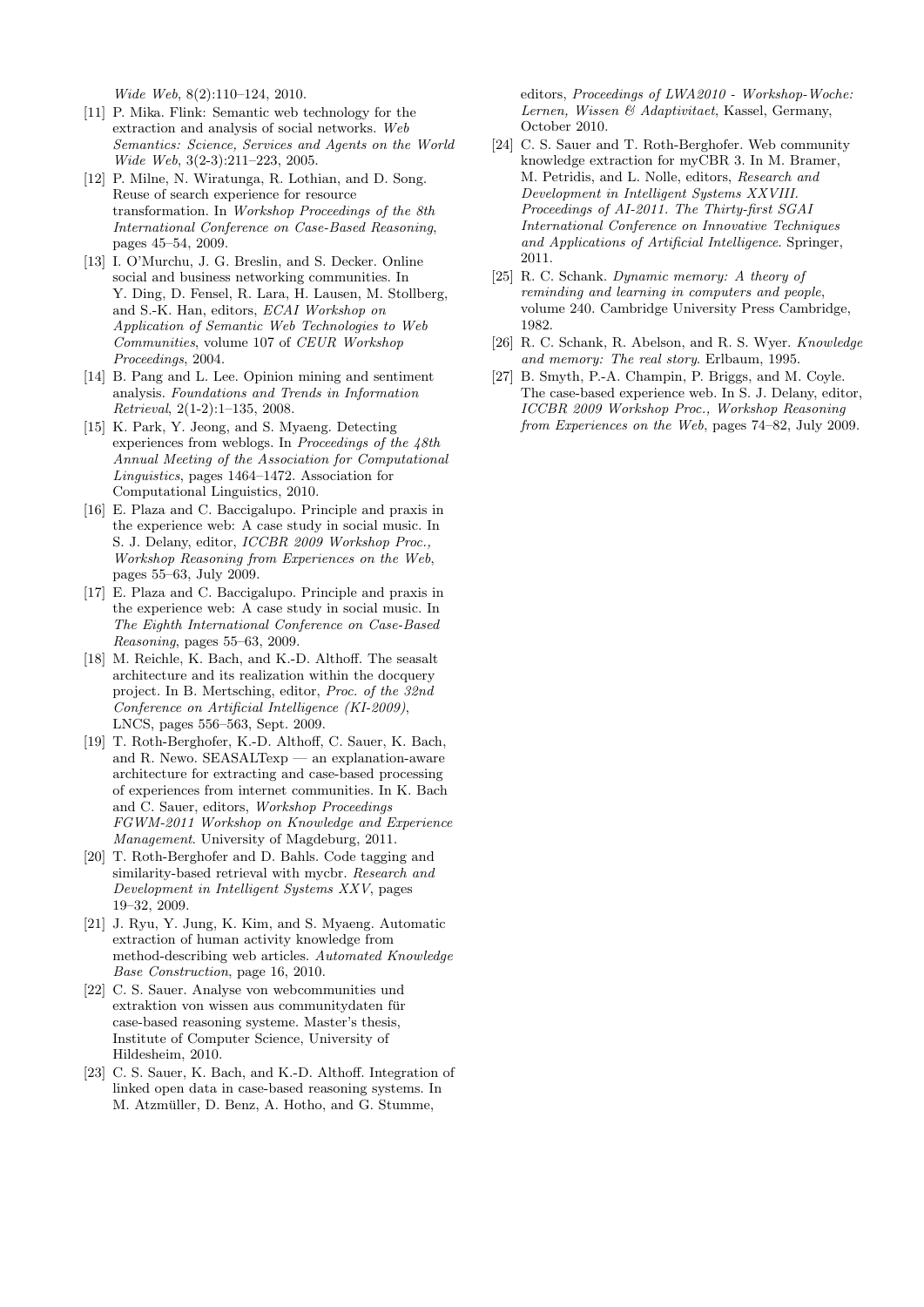*Wide Web*, 8(2):110–124, 2010.

[11] P. Mika. Flink: Semantic web technology for the extraction and analysis of social networks. *Web Semantics: Science, Services and Agents on the World Wide Web*, 3(2-3):211–223, 2005.

[12] P. Milne, N. Wiratunga, R. Lothian, and D. Song. Reuse of search experience for resource transformation. In *Workshop Proceedings of the 8th International Conference on Case-Based Reasoning*, pages 45–54, 2009.

[13] I. O'Murchu, J. G. Breslin, and S. Decker. Online social and business networking communities. In Y. Ding, D. Fensel, R. Lara, H. Lausen, M. Stollberg, and S.-K. Han, editors, *ECAI Workshop on Application of Semantic Web Technologies to Web Communities*, volume 107 of *CEUR Workshop Proceedings*, 2004.

[14] B. Pang and L. Lee. Opinion mining and sentiment analysis. *Foundations and Trends in Information Retrieval*, 2(1-2):1–135, 2008.

[15] K. Park, Y. Jeong, and S. Myaeng. Detecting experiences from weblogs. In *Proceedings of the 48th Annual Meeting of the Association for Computational Linguistics*, pages 1464–1472. Association for Computational Linguistics, 2010.

[16] E. Plaza and C. Baccigalupo. Principle and praxis in the experience web: A case study in social music. In S. J. Delany, editor, *ICCBR 2009 Workshop Proc., Workshop Reasoning from Experiences on the Web*, pages 55–63, July 2009.

[17] E. Plaza and C. Baccigalupo. Principle and praxis in the experience web: A case study in social music. In *The Eighth International Conference on Case-Based Reasoning*, pages 55–63, 2009.

[18] M. Reichle, K. Bach, and K.-D. Althoff. The seasalt architecture and its realization within the docquery project. In B. Mertsching, editor, *Proc. of the 32nd Conference on Artificial Intelligence (KI-2009)*, LNCS, pages 556–563, Sept. 2009.

[19] T. Roth-Berghofer, K.-D. Althoff, C. Sauer, K. Bach, and R. Newo. SEASALTexp — an explanation-aware architecture for extracting and case-based processing of experiences from internet communities. In K. Bach and C. Sauer, editors, *Workshop Proceedings FGWM-2011 Workshop on Knowledge and Experience Management*. University of Magdeburg, 2011.

[20] T. Roth-Berghofer and D. Bahls. Code tagging and similarity-based retrieval with mycbr. *Research and Development in Intelligent Systems XXV*, pages 19–32, 2009.

[21] J. Ryu, Y. Jung, K. Kim, and S. Myaeng. Automatic extraction of human activity knowledge from method-describing web articles. *Automated Knowledge Base Construction*, page 16, 2010.

[22] C. S. Sauer. Analyse von webcommunities und extraktion von wissen aus communitydaten für case-based reasoning systeme. Master's thesis, Institute of Computer Science, University of Hildesheim, 2010.

[23] C. S. Sauer, K. Bach, and K.-D. Althoff. Integration of linked open data in case-based reasoning systems. In M. Atzmüller, D. Benz, A. Hotho, and G. Stumme, editors, *Proceedings of LWA2010 - Workshop-Woche: Lernen, Wissen & Adaptivitaet*, Kassel, Germany, October 2010.

[24] C. S. Sauer and T. Roth-Berghofer. Web community knowledge extraction for myCBR 3. In M. Bramer, M. Petridis, and L. Nolle, editors, *Research and Development in Intelligent Systems XXVIII. Proceedings of AI-2011. The Thirty-first SGAI International Conference on Innovative Techniques and Applications of Artificial Intelligence*. Springer, 2011.

[25] R. C. Schank. *Dynamic memory: A theory of reminding and learning in computers and people*, volume 240. Cambridge University Press Cambridge, 1982.

[26] R. C. Schank, R. Abelson, and R. S. Wyer. *Knowledge and memory: The real story*. Erlbaum, 1995.

[27] B. Smyth, P.-A. Champin, P. Briggs, and M. Coyle. The case-based experience web. In S. J. Delany, editor, *ICCBR 2009 Workshop Proc., Workshop Reasoning from Experiences on the Web*, pages 74–82, July 2009.